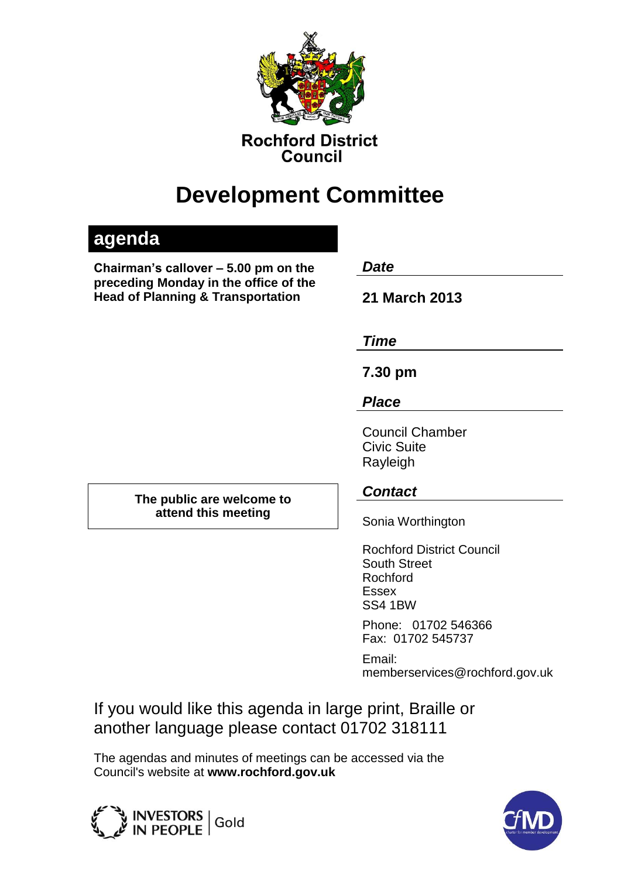**Rochford District Council**

# Development Committee

## agenda

**Chairman's callover – 5.00 pm on the preceding Monday in the office of the Head of Planning & Transportation**

***Date***

**21 March 2013**

***Time***

**7.30 pm**

***Place***

Council Chamber
Civic Suite
Rayleigh

**The public are welcome to attend this meeting**

***Contact***

Sonia Worthington

Rochford District Council
South Street
Rochford
Essex
SS4 1BW

Phone: 01702 546366
Fax: 01702 545737

Email:
memberservices@rochford.gov.uk

If you would like this agenda in large print, Braille or another language please contact 01702 318111

The agendas and minutes of meetings can be accessed via the Council's website at **www.rochford.gov.uk**

INVESTORS IN PEOPLE | Gold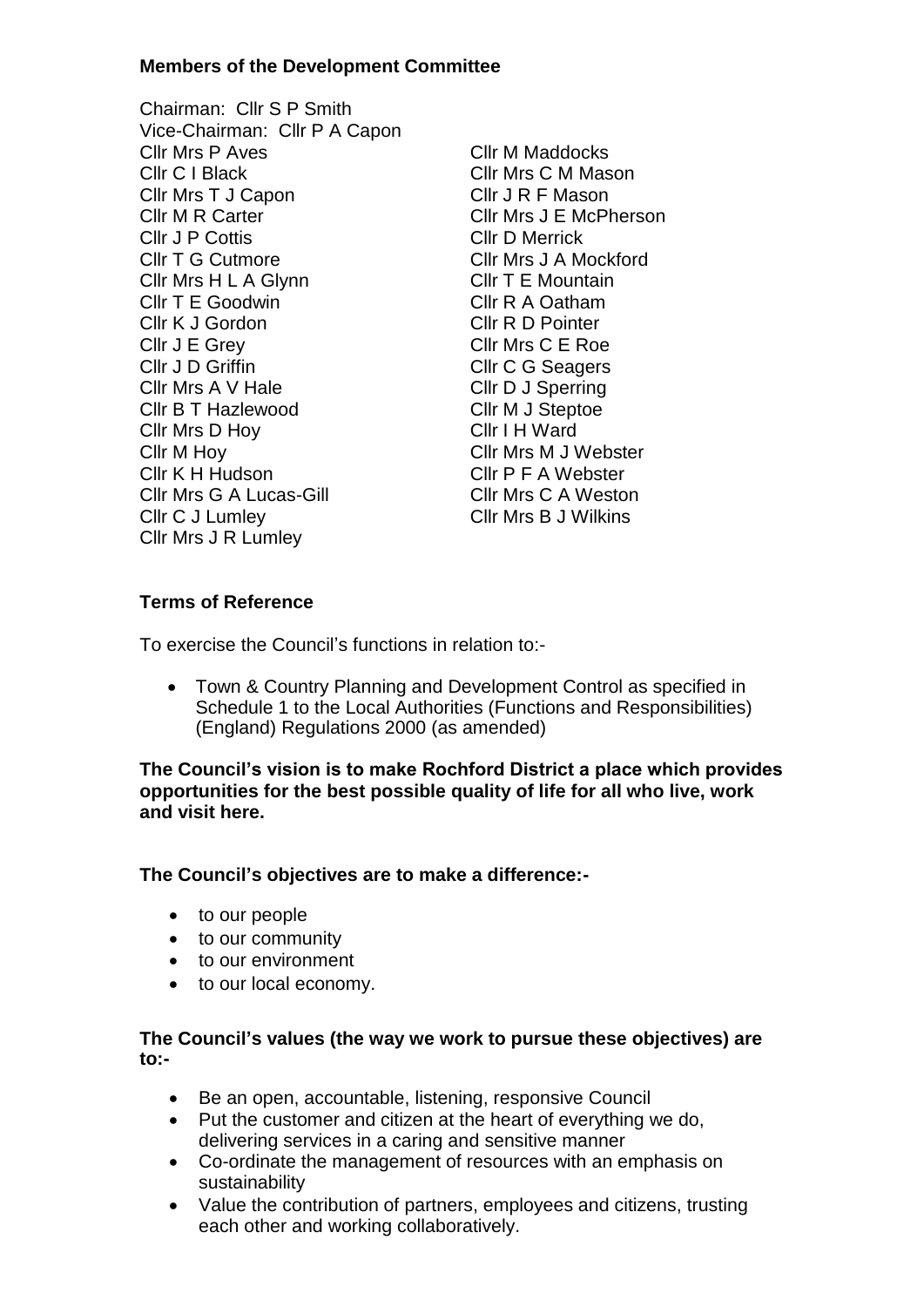**Members of the Development Committee**

Chairman: Cllr S P Smith
Vice-Chairman: Cllr P A Capon

Cllr Mrs P Aves
Cllr C I Black
Cllr Mrs T J Capon
Cllr M R Carter
Cllr J P Cottis
Cllr T G Cutmore
Cllr Mrs H L A Glynn
Cllr T E Goodwin
Cllr K J Gordon
Cllr J E Grey
Cllr J D Griffin
Cllr Mrs A V Hale
Cllr B T Hazlewood
Cllr Mrs D Hoy
Cllr M Hoy
Cllr K H Hudson
Cllr Mrs G A Lucas-Gill
Cllr C J Lumley
Cllr Mrs J R Lumley
Cllr M Maddocks
Cllr Mrs C M Mason
Cllr J R F Mason
Cllr Mrs J E McPherson
Cllr D Merrick
Cllr Mrs J A Mockford
Cllr T E Mountain
Cllr R A Oatham
Cllr R D Pointer
Cllr Mrs C E Roe
Cllr C G Seagers
Cllr D J Sperring
Cllr M J Steptoe
Cllr I H Ward
Cllr Mrs M J Webster
Cllr P F A Webster
Cllr Mrs C A Weston
Cllr Mrs B J Wilkins

**Terms of Reference**

To exercise the Council's functions in relation to:-

- Town & Country Planning and Development Control as specified in Schedule 1 to the Local Authorities (Functions and Responsibilities) (England) Regulations 2000 (as amended)

**The Council's vision is to make Rochford District a place which provides opportunities for the best possible quality of life for all who live, work and visit here.**

**The Council's objectives are to make a difference:-**

- to our people
- to our community
- to our environment
- to our local economy.

**The Council's values (the way we work to pursue these objectives) are to:-**

- Be an open, accountable, listening, responsive Council
- Put the customer and citizen at the heart of everything we do, delivering services in a caring and sensitive manner
- Co-ordinate the management of resources with an emphasis on sustainability
- Value the contribution of partners, employees and citizens, trusting each other and working collaboratively.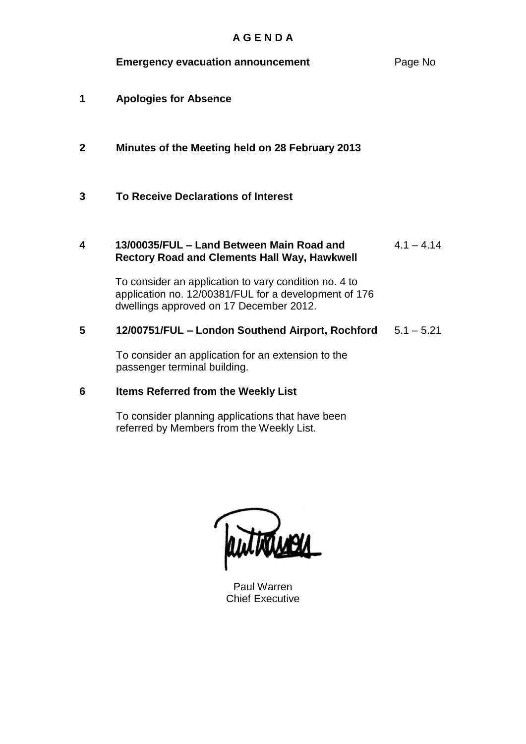# A G E N D A

| | | |
|---|---|---|
| | **Emergency evacuation announcement** | Page No |
| **1** | **Apologies for Absence** | |
| **2** | **Minutes of the Meeting held on 28 February 2013** | |
| **3** | **To Receive Declarations of Interest** | |
| **4** | **13/00035/FUL – Land Between Main Road and Rectory Road and Clements Hall Way, Hawkwell**<br>To consider an application to vary condition no. 4 to application no. 12/00381/FUL for a development of 176 dwellings approved on 17 December 2012. | 4.1 – 4.14 |
| **5** | **12/00751/FUL – London Southend Airport, Rochford**<br>To consider an application for an extension to the passenger terminal building. | 5.1 – 5.21 |
| **6** | **Items Referred from the Weekly List**<br>To consider planning applications that have been referred by Members from the Weekly List. | |

Paul Warren
Chief Executive